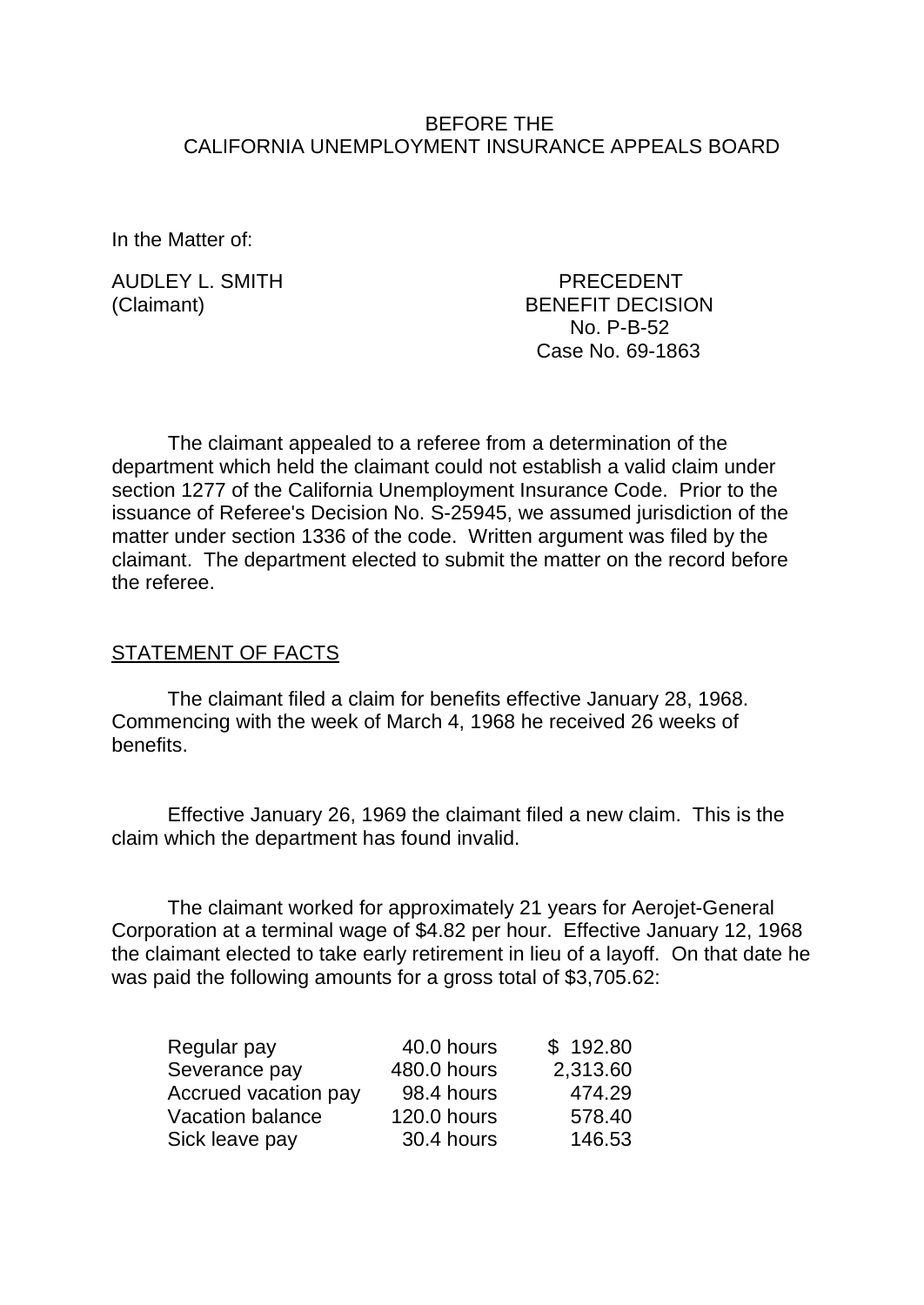BEFORE THE
CALIFORNIA UNEMPLOYMENT INSURANCE APPEALS BOARD

In the Matter of:

AUDLEY L. SMITH
(Claimant)

PRECEDENT
BENEFIT DECISION
No. P-B-52
Case No. 69-1863

The claimant appealed to a referee from a determination of the department which held the claimant could not establish a valid claim under section 1277 of the California Unemployment Insurance Code. Prior to the issuance of Referee's Decision No. S-25945, we assumed jurisdiction of the matter under section 1336 of the code. Written argument was filed by the claimant. The department elected to submit the matter on the record before the referee.

STATEMENT OF FACTS

The claimant filed a claim for benefits effective January 28, 1968. Commencing with the week of March 4, 1968 he received 26 weeks of benefits.

Effective January 26, 1969 the claimant filed a new claim. This is the claim which the department has found invalid.

The claimant worked for approximately 21 years for Aerojet-General Corporation at a terminal wage of $4.82 per hour. Effective January 12, 1968 the claimant elected to take early retirement in lieu of a layoff. On that date he was paid the following amounts for a gross total of $3,705.62:

| | | |
|---|---|---|
| Regular pay | 40.0 hours | $ 192.80 |
| Severance pay | 480.0 hours | 2,313.60 |
| Accrued vacation pay | 98.4 hours | 474.29 |
| Vacation balance | 120.0 hours | 578.40 |
| Sick leave pay | 30.4 hours | 146.53 |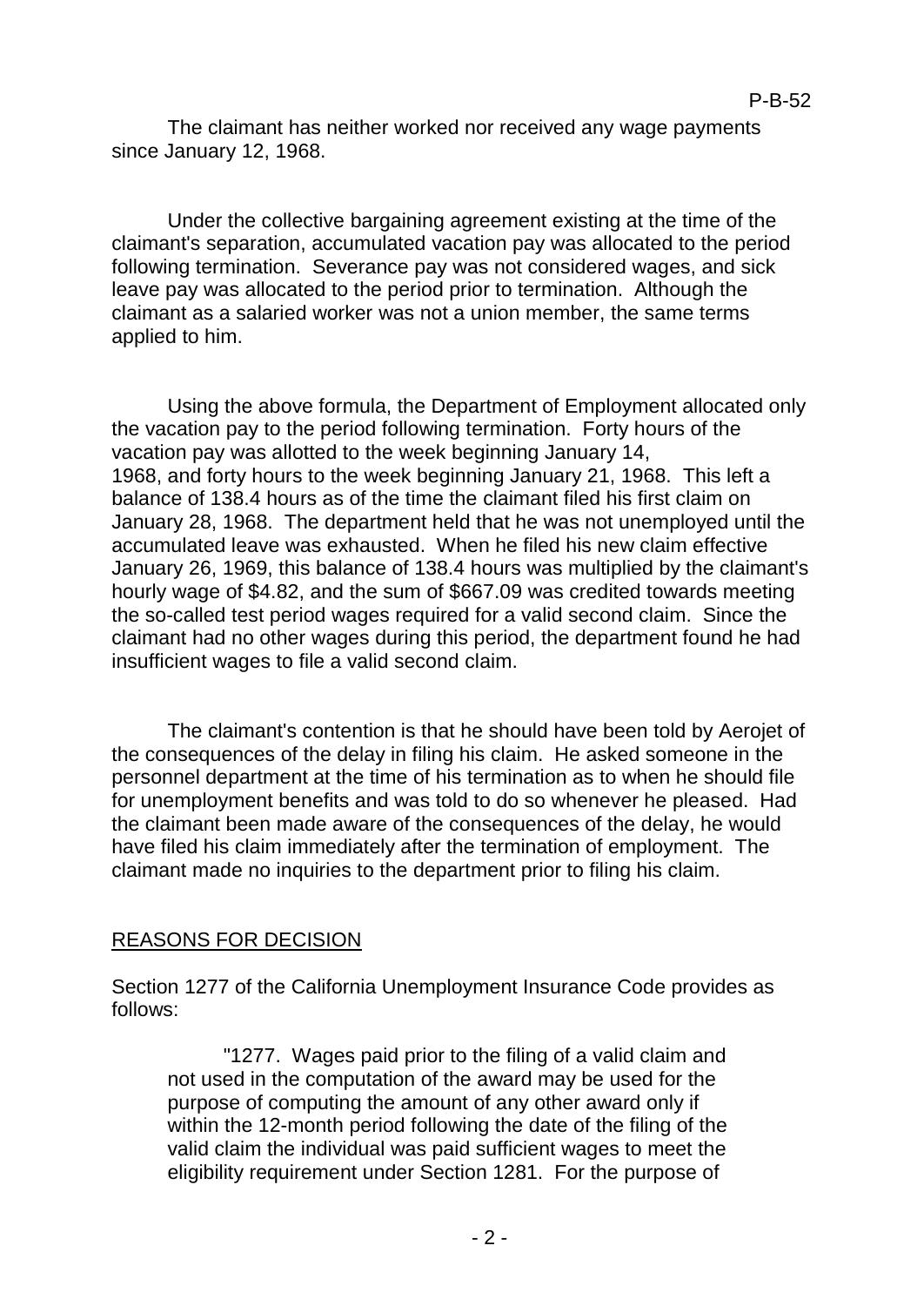The claimant has neither worked nor received any wage payments since January 12, 1968.

Under the collective bargaining agreement existing at the time of the claimant's separation, accumulated vacation pay was allocated to the period following termination. Severance pay was not considered wages, and sick leave pay was allocated to the period prior to termination. Although the claimant as a salaried worker was not a union member, the same terms applied to him.

Using the above formula, the Department of Employment allocated only the vacation pay to the period following termination. Forty hours of the vacation pay was allotted to the week beginning January 14, 1968, and forty hours to the week beginning January 21, 1968. This left a balance of 138.4 hours as of the time the claimant filed his first claim on January 28, 1968. The department held that he was not unemployed until the accumulated leave was exhausted. When he filed his new claim effective January 26, 1969, this balance of 138.4 hours was multiplied by the claimant's hourly wage of $4.82, and the sum of $667.09 was credited towards meeting the so-called test period wages required for a valid second claim. Since the claimant had no other wages during this period, the department found he had insufficient wages to file a valid second claim.

The claimant's contention is that he should have been told by Aerojet of the consequences of the delay in filing his claim. He asked someone in the personnel department at the time of his termination as to when he should file for unemployment benefits and was told to do so whenever he pleased. Had the claimant been made aware of the consequences of the delay, he would have filed his claim immediately after the termination of employment. The claimant made no inquiries to the department prior to filing his claim.

## REASONS FOR DECISION

Section 1277 of the California Unemployment Insurance Code provides as follows:

> "1277. Wages paid prior to the filing of a valid claim and not used in the computation of the award may be used for the purpose of computing the amount of any other award only if within the 12-month period following the date of the filing of the valid claim the individual was paid sufficient wages to meet the eligibility requirement under Section 1281. For the purpose of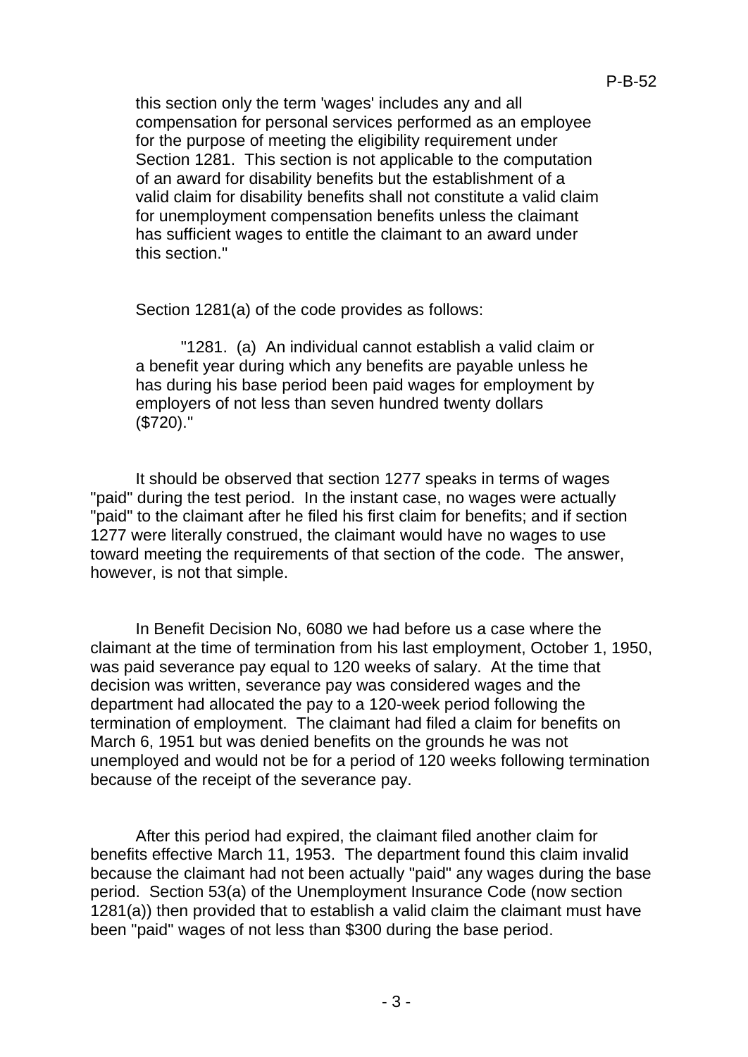this section only the term 'wages' includes any and all compensation for personal services performed as an employee for the purpose of meeting the eligibility requirement under Section 1281. This section is not applicable to the computation of an award for disability benefits but the establishment of a valid claim for disability benefits shall not constitute a valid claim for unemployment compensation benefits unless the claimant has sufficient wages to entitle the claimant to an award under this section."

Section 1281(a) of the code provides as follows:

> "1281. (a) An individual cannot establish a valid claim or a benefit year during which any benefits are payable unless he has during his base period been paid wages for employment by employers of not less than seven hundred twenty dollars ($720)."

It should be observed that section 1277 speaks in terms of wages "paid" during the test period. In the instant case, no wages were actually "paid" to the claimant after he filed his first claim for benefits; and if section 1277 were literally construed, the claimant would have no wages to use toward meeting the requirements of that section of the code. The answer, however, is not that simple.

In Benefit Decision No, 6080 we had before us a case where the claimant at the time of termination from his last employment, October 1, 1950, was paid severance pay equal to 120 weeks of salary. At the time that decision was written, severance pay was considered wages and the department had allocated the pay to a 120-week period following the termination of employment. The claimant had filed a claim for benefits on March 6, 1951 but was denied benefits on the grounds he was not unemployed and would not be for a period of 120 weeks following termination because of the receipt of the severance pay.

After this period had expired, the claimant filed another claim for benefits effective March 11, 1953. The department found this claim invalid because the claimant had not been actually "paid" any wages during the base period. Section 53(a) of the Unemployment Insurance Code (now section 1281(a)) then provided that to establish a valid claim the claimant must have been "paid" wages of not less than $300 during the base period.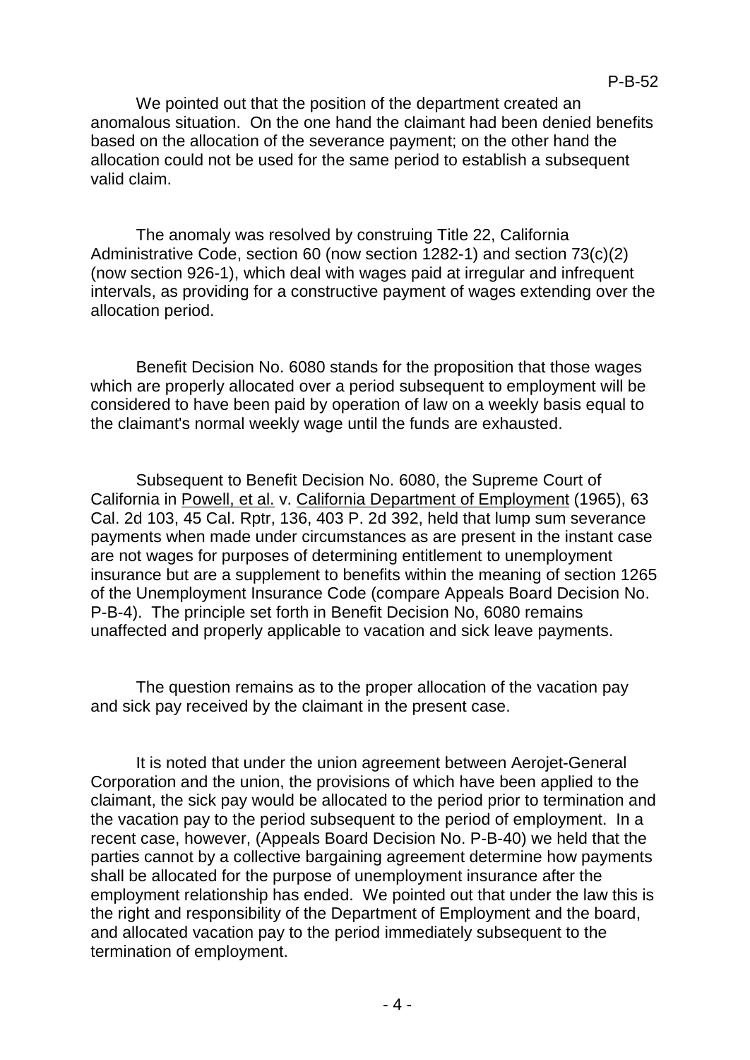We pointed out that the position of the department created an anomalous situation. On the one hand the claimant had been denied benefits based on the allocation of the severance payment; on the other hand the allocation could not be used for the same period to establish a subsequent valid claim.

The anomaly was resolved by construing Title 22, California Administrative Code, section 60 (now section 1282-1) and section 73(c)(2) (now section 926-1), which deal with wages paid at irregular and infrequent intervals, as providing for a constructive payment of wages extending over the allocation period.

Benefit Decision No. 6080 stands for the proposition that those wages which are properly allocated over a period subsequent to employment will be considered to have been paid by operation of law on a weekly basis equal to the claimant's normal weekly wage until the funds are exhausted.

Subsequent to Benefit Decision No. 6080, the Supreme Court of California in Powell, et al. v. California Department of Employment (1965), 63 Cal. 2d 103, 45 Cal. Rptr, 136, 403 P. 2d 392, held that lump sum severance payments when made under circumstances as are present in the instant case are not wages for purposes of determining entitlement to unemployment insurance but are a supplement to benefits within the meaning of section 1265 of the Unemployment Insurance Code (compare Appeals Board Decision No. P-B-4). The principle set forth in Benefit Decision No, 6080 remains unaffected and properly applicable to vacation and sick leave payments.

The question remains as to the proper allocation of the vacation pay and sick pay received by the claimant in the present case.

It is noted that under the union agreement between Aerojet-General Corporation and the union, the provisions of which have been applied to the claimant, the sick pay would be allocated to the period prior to termination and the vacation pay to the period subsequent to the period of employment. In a recent case, however, (Appeals Board Decision No. P-B-40) we held that the parties cannot by a collective bargaining agreement determine how payments shall be allocated for the purpose of unemployment insurance after the employment relationship has ended. We pointed out that under the law this is the right and responsibility of the Department of Employment and the board, and allocated vacation pay to the period immediately subsequent to the termination of employment.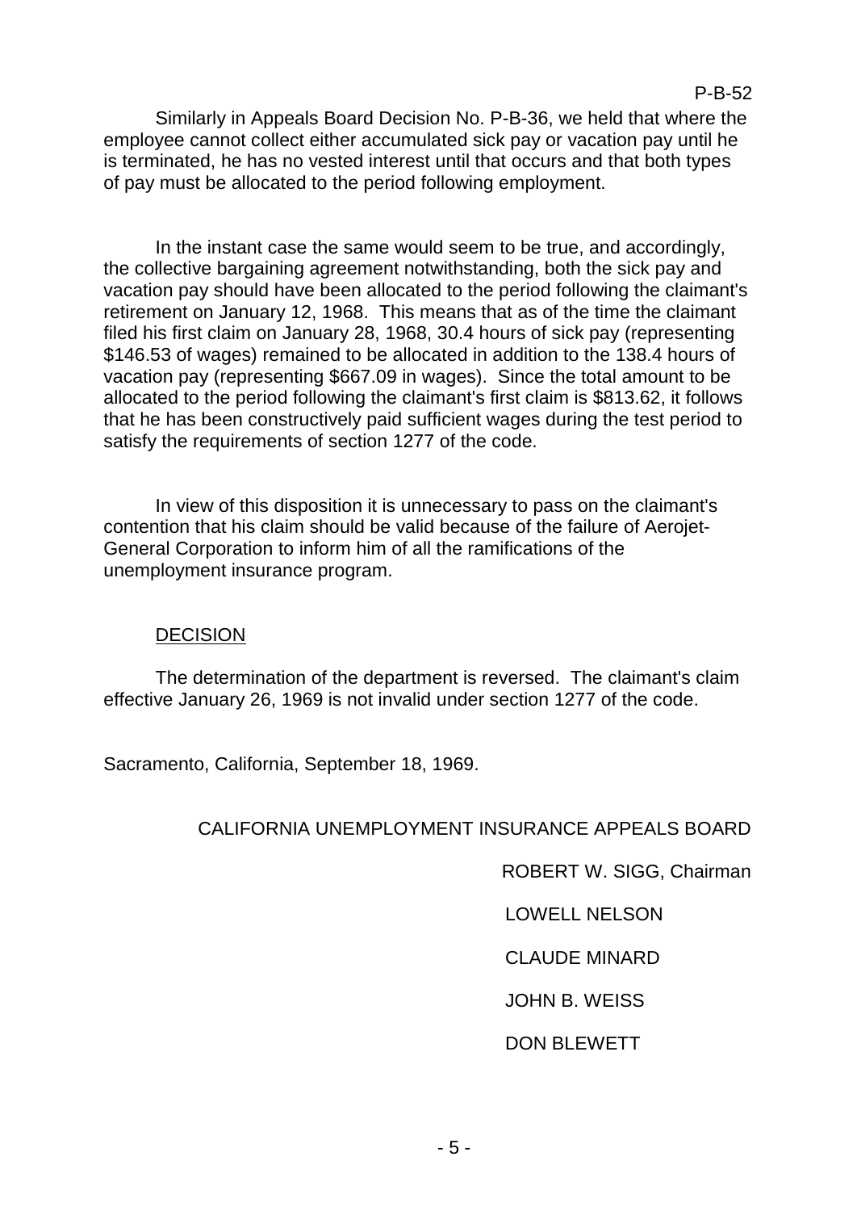Similarly in Appeals Board Decision No. P-B-36, we held that where the employee cannot collect either accumulated sick pay or vacation pay until he is terminated, he has no vested interest until that occurs and that both types of pay must be allocated to the period following employment.

In the instant case the same would seem to be true, and accordingly, the collective bargaining agreement notwithstanding, both the sick pay and vacation pay should have been allocated to the period following the claimant's retirement on January 12, 1968. This means that as of the time the claimant filed his first claim on January 28, 1968, 30.4 hours of sick pay (representing $146.53 of wages) remained to be allocated in addition to the 138.4 hours of vacation pay (representing $667.09 in wages). Since the total amount to be allocated to the period following the claimant's first claim is $813.62, it follows that he has been constructively paid sufficient wages during the test period to satisfy the requirements of section 1277 of the code.

In view of this disposition it is unnecessary to pass on the claimant's contention that his claim should be valid because of the failure of Aerojet-General Corporation to inform him of all the ramifications of the unemployment insurance program.

## DECISION

The determination of the department is reversed. The claimant's claim effective January 26, 1969 is not invalid under section 1277 of the code.

Sacramento, California, September 18, 1969.

CALIFORNIA UNEMPLOYMENT INSURANCE APPEALS BOARD

ROBERT W. SIGG, Chairman

LOWELL NELSON

CLAUDE MINARD

JOHN B. WEISS

DON BLEWETT